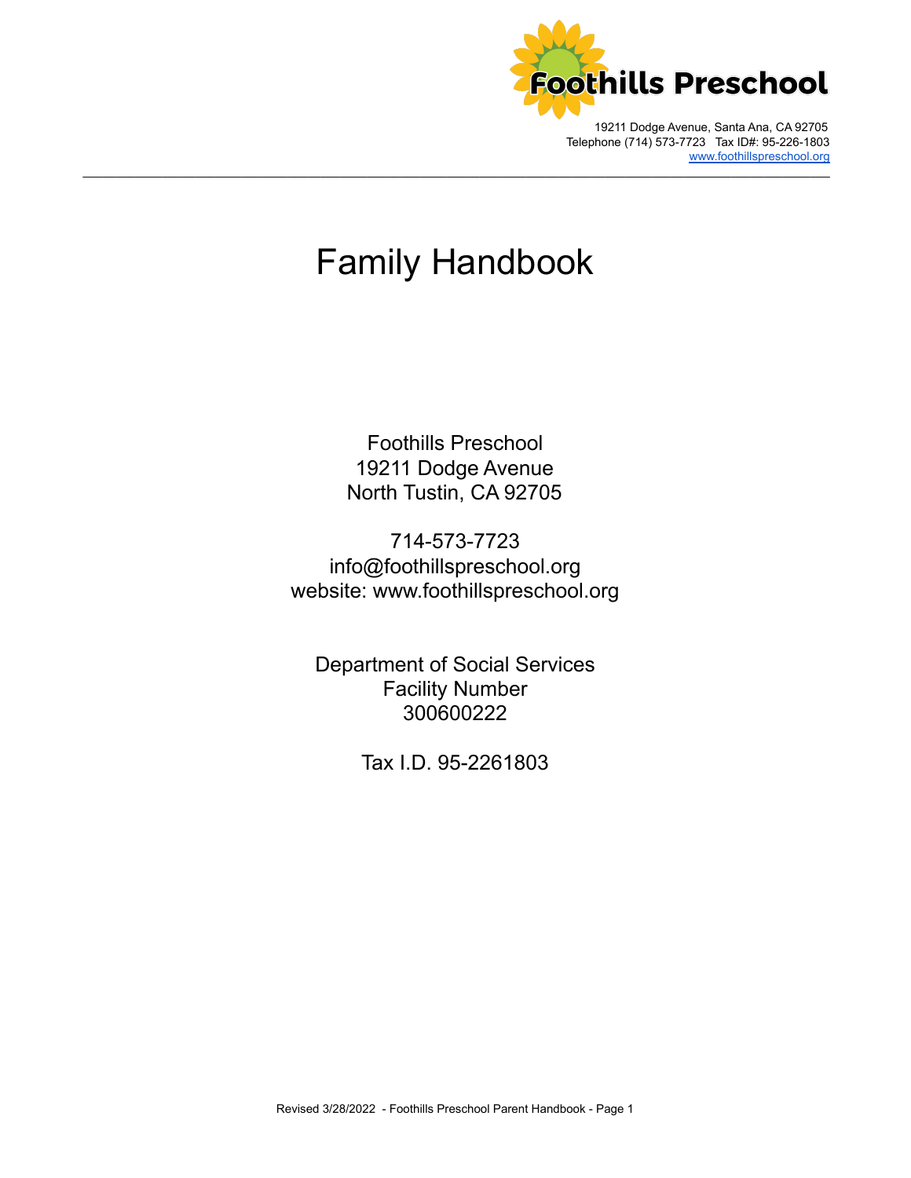Foothills Preschool

19211 Dodge Avenue, Santa Ana, CA 92705
Telephone (714) 573-7723 Tax ID#: 95-226-1803
www.foothillspreschool.org

---

# Family Handbook

Foothills Preschool
19211 Dodge Avenue
North Tustin, CA 92705

714-573-7723
info@foothillspreschool.org
website: www.foothillspreschool.org

Department of Social Services
Facility Number
300600222

Tax I.D. 95-2261803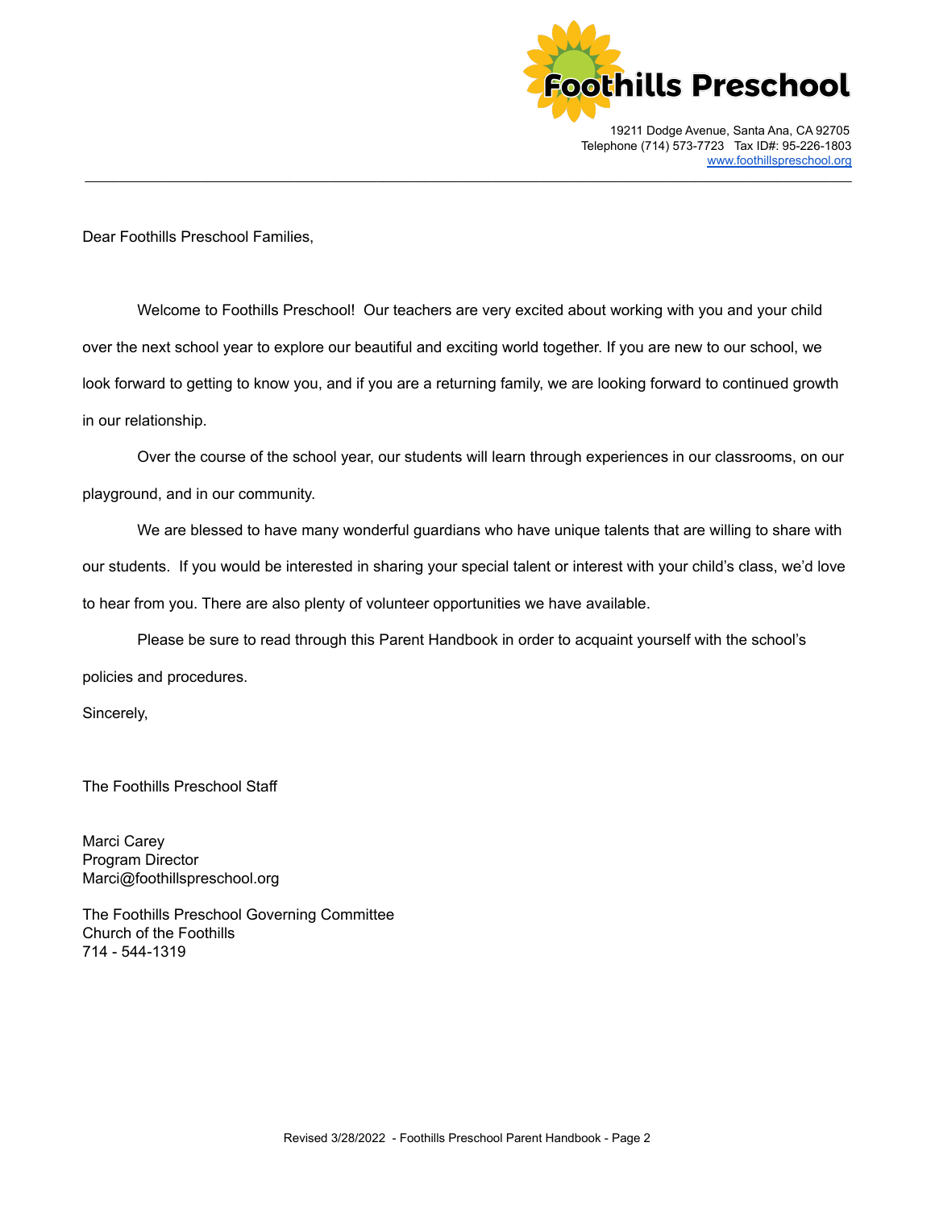**Foothills Preschool**

19211 Dodge Avenue, Santa Ana, CA 92705
Telephone (714) 573-7723 Tax ID#: 95-226-1803
www.foothillspreschool.org

---

Dear Foothills Preschool Families,

Welcome to Foothills Preschool! Our teachers are very excited about working with you and your child over the next school year to explore our beautiful and exciting world together. If you are new to our school, we look forward to getting to know you, and if you are a returning family, we are looking forward to continued growth in our relationship.

Over the course of the school year, our students will learn through experiences in our classrooms, on our playground, and in our community.

We are blessed to have many wonderful guardians who have unique talents that are willing to share with our students. If you would be interested in sharing your special talent or interest with your child's class, we'd love to hear from you. There are also plenty of volunteer opportunities we have available.

Please be sure to read through this Parent Handbook in order to acquaint yourself with the school's policies and procedures.

Sincerely,

The Foothills Preschool Staff

Marci Carey
Program Director
Marci@foothillspreschool.org

The Foothills Preschool Governing Committee
Church of the Foothills
714 - 544-1319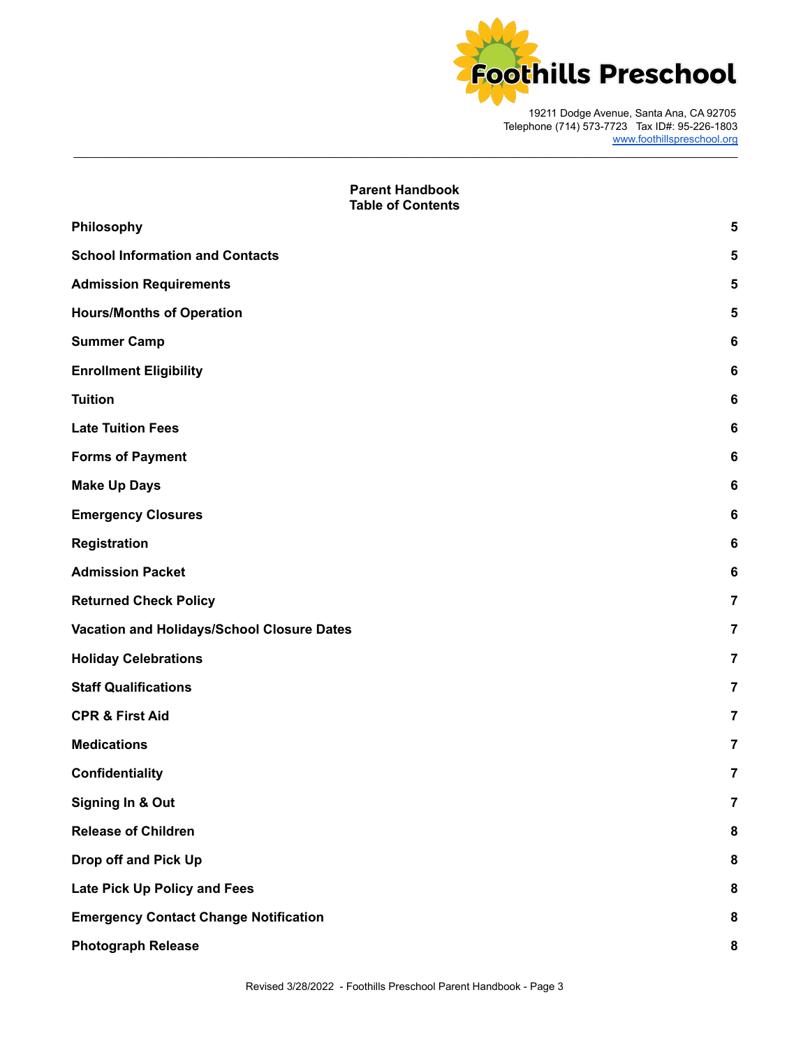Foothills Preschool

19211 Dodge Avenue, Santa Ana, CA 92705
Telephone (714) 573-7723 Tax ID#: 95-226-1803
www.foothillspreschool.org

---

## Parent Handbook
## Table of Contents

| | |
|---|---|
| **Philosophy** | **5** |
| **School Information and Contacts** | **5** |
| **Admission Requirements** | **5** |
| **Hours/Months of Operation** | **5** |
| **Summer Camp** | **6** |
| **Enrollment Eligibility** | **6** |
| **Tuition** | **6** |
| **Late Tuition Fees** | **6** |
| **Forms of Payment** | **6** |
| **Make Up Days** | **6** |
| **Emergency Closures** | **6** |
| **Registration** | **6** |
| **Admission Packet** | **6** |
| **Returned Check Policy** | **7** |
| **Vacation and Holidays/School Closure Dates** | **7** |
| **Holiday Celebrations** | **7** |
| **Staff Qualifications** | **7** |
| **CPR & First Aid** | **7** |
| **Medications** | **7** |
| **Confidentiality** | **7** |
| **Signing In & Out** | **7** |
| **Release of Children** | **8** |
| **Drop off and Pick Up** | **8** |
| **Late Pick Up Policy and Fees** | **8** |
| **Emergency Contact Change Notification** | **8** |
| **Photograph Release** | **8** |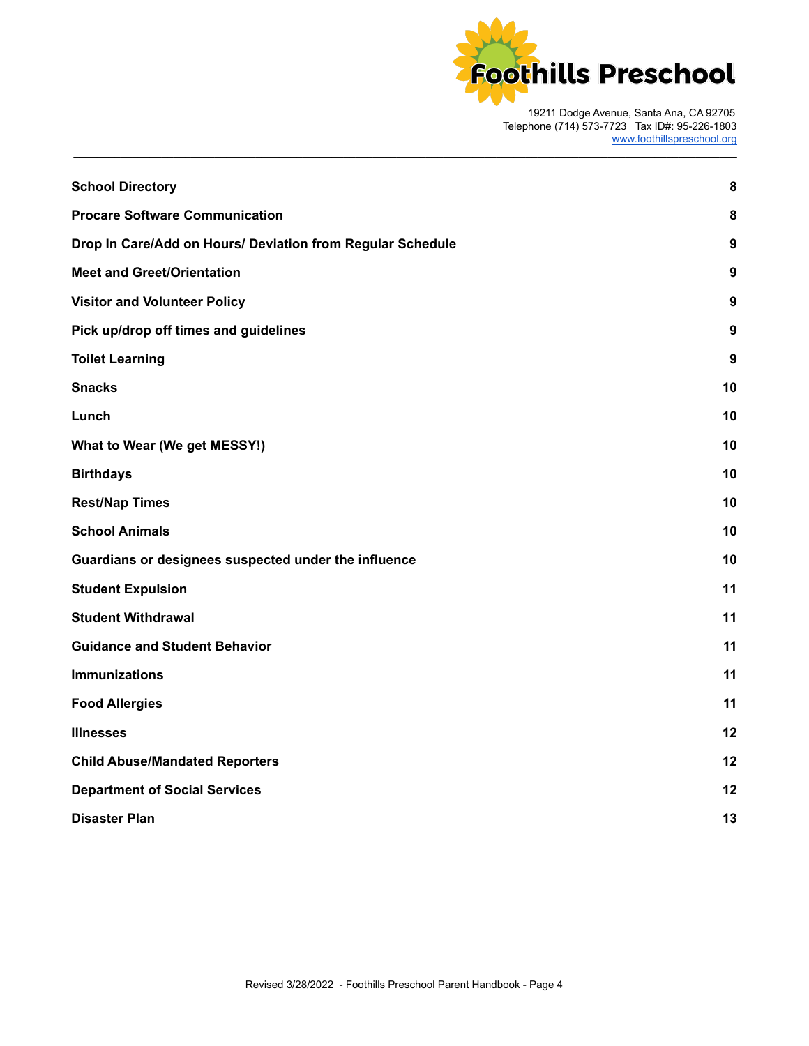| | |
|---|---|
| **School Directory** | **8** |
| **Procare Software Communication** | **8** |
| **Drop In Care/Add on Hours/ Deviation from Regular Schedule** | **9** |
| **Meet and Greet/Orientation** | **9** |
| **Visitor and Volunteer Policy** | **9** |
| **Pick up/drop off times and guidelines** | **9** |
| **Toilet Learning** | **9** |
| **Snacks** | **10** |
| **Lunch** | **10** |
| **What to Wear (We get MESSY!)** | **10** |
| **Birthdays** | **10** |
| **Rest/Nap Times** | **10** |
| **School Animals** | **10** |
| **Guardians or designees suspected under the influence** | **10** |
| **Student Expulsion** | **11** |
| **Student Withdrawal** | **11** |
| **Guidance and Student Behavior** | **11** |
| **Immunizations** | **11** |
| **Food Allergies** | **11** |
| **Illnesses** | **12** |
| **Child Abuse/Mandated Reporters** | **12** |
| **Department of Social Services** | **12** |
| **Disaster Plan** | **13** |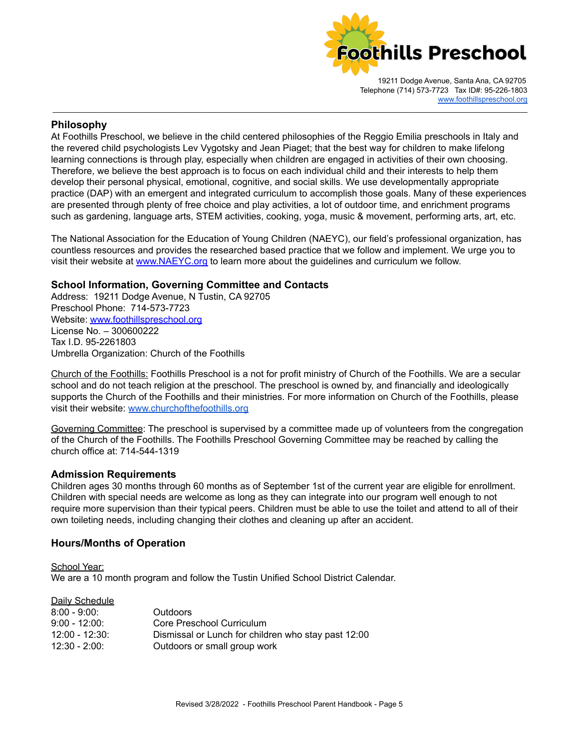# Foothills Preschool

19211 Dodge Avenue, Santa Ana, CA 92705
Telephone (714) 573-7723 Tax ID#: 95-226-1803
www.foothillspreschool.org

---

## Philosophy

At Foothills Preschool, we believe in the child centered philosophies of the Reggio Emilia preschools in Italy and the revered child psychologists Lev Vygotsky and Jean Piaget; that the best way for children to make lifelong learning connections is through play, especially when children are engaged in activities of their own choosing. Therefore, we believe the best approach is to focus on each individual child and their interests to help them develop their personal physical, emotional, cognitive, and social skills. We use developmentally appropriate practice (DAP) with an emergent and integrated curriculum to accomplish those goals. Many of these experiences are presented through plenty of free choice and play activities, a lot of outdoor time, and enrichment programs such as gardening, language arts, STEM activities, cooking, yoga, music & movement, performing arts, art, etc.

The National Association for the Education of Young Children (NAEYC), our field's professional organization, has countless resources and provides the researched based practice that we follow and implement. We urge you to visit their website at www.NAEYC.org to learn more about the guidelines and curriculum we follow.

## School Information, Governing Committee and Contacts

Address: 19211 Dodge Avenue, N Tustin, CA 92705
Preschool Phone: 714-573-7723
Website: www.foothillspreschool.org
License No. – 300600222
Tax I.D. 95-2261803
Umbrella Organization: Church of the Foothills

Church of the Foothills: Foothills Preschool is a not for profit ministry of Church of the Foothills. We are a secular school and do not teach religion at the preschool. The preschool is owned by, and financially and ideologically supports the Church of the Foothills and their ministries. For more information on Church of the Foothills, please visit their website: www.churchofthefoothills.org

Governing Committee: The preschool is supervised by a committee made up of volunteers from the congregation of the Church of the Foothills. The Foothills Preschool Governing Committee may be reached by calling the church office at: 714-544-1319

## Admission Requirements

Children ages 30 months through 60 months as of September 1st of the current year are eligible for enrollment. Children with special needs are welcome as long as they can integrate into our program well enough to not require more supervision than their typical peers. Children must be able to use the toilet and attend to all of their own toileting needs, including changing their clothes and cleaning up after an accident.

## Hours/Months of Operation

School Year:
We are a 10 month program and follow the Tustin Unified School District Calendar.

Daily Schedule

| | |
|---|---|
| 8:00 - 9:00: | Outdoors |
| 9:00 - 12:00: | Core Preschool Curriculum |
| 12:00 - 12:30: | Dismissal or Lunch for children who stay past 12:00 |
| 12:30 - 2:00: | Outdoors or small group work |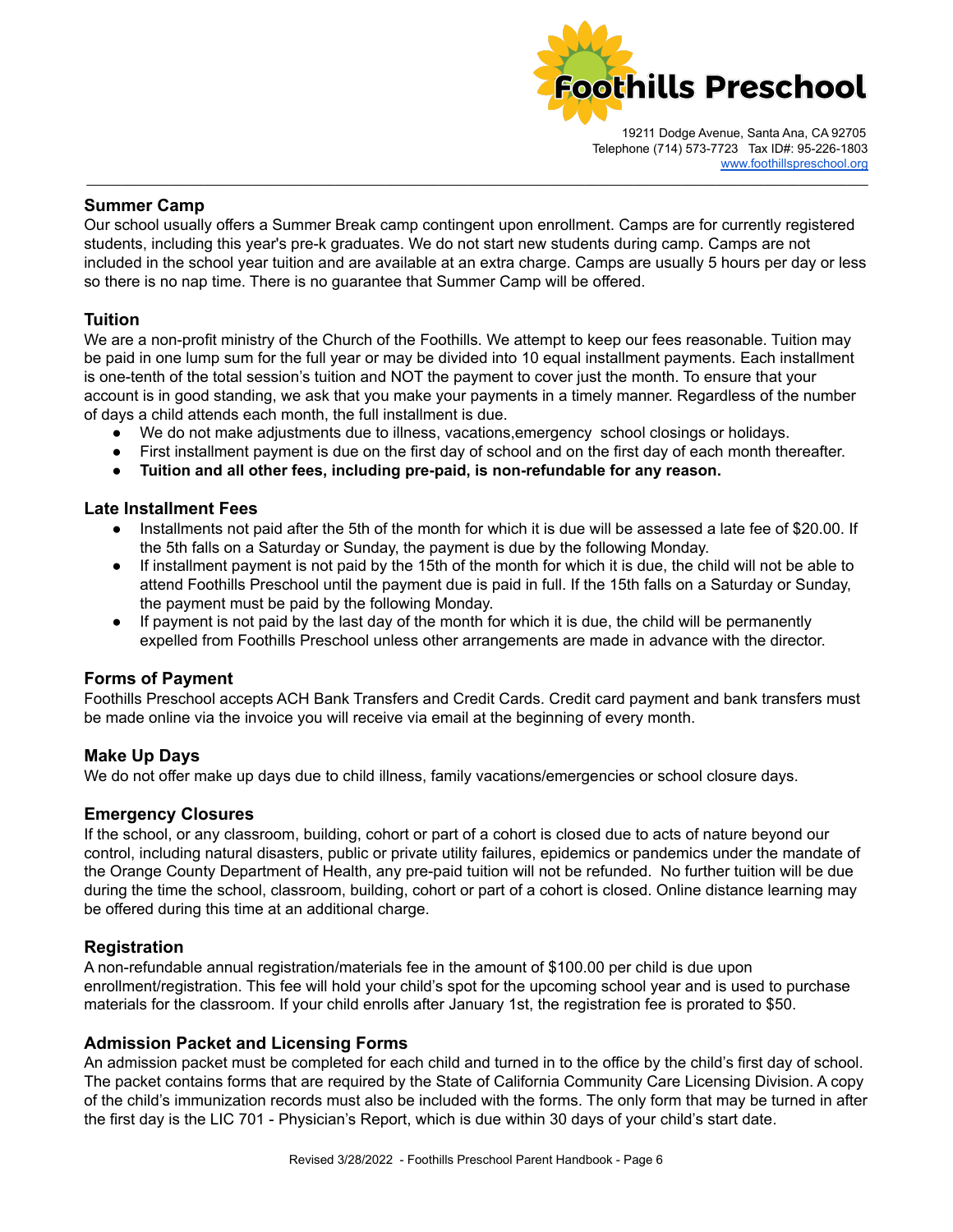## Summer Camp

Our school usually offers a Summer Break camp contingent upon enrollment. Camps are for currently registered students, including this year's pre-k graduates. We do not start new students during camp. Camps are not included in the school year tuition and are available at an extra charge. Camps are usually 5 hours per day or less so there is no nap time. There is no guarantee that Summer Camp will be offered.

## Tuition

We are a non-profit ministry of the Church of the Foothills. We attempt to keep our fees reasonable. Tuition may be paid in one lump sum for the full year or may be divided into 10 equal installment payments. Each installment is one-tenth of the total session's tuition and NOT the payment to cover just the month. To ensure that your account is in good standing, we ask that you make your payments in a timely manner. Regardless of the number of days a child attends each month, the full installment is due.

- We do not make adjustments due to illness, vacations,emergency school closings or holidays.
- First installment payment is due on the first day of school and on the first day of each month thereafter.
- **Tuition and all other fees, including pre-paid, is non-refundable for any reason.**

## Late Installment Fees

- Installments not paid after the 5th of the month for which it is due will be assessed a late fee of $20.00. If the 5th falls on a Saturday or Sunday, the payment is due by the following Monday.
- If installment payment is not paid by the 15th of the month for which it is due, the child will not be able to attend Foothills Preschool until the payment due is paid in full. If the 15th falls on a Saturday or Sunday, the payment must be paid by the following Monday.
- If payment is not paid by the last day of the month for which it is due, the child will be permanently expelled from Foothills Preschool unless other arrangements are made in advance with the director.

## Forms of Payment

Foothills Preschool accepts ACH Bank Transfers and Credit Cards. Credit card payment and bank transfers must be made online via the invoice you will receive via email at the beginning of every month.

## Make Up Days

We do not offer make up days due to child illness, family vacations/emergencies or school closure days.

## Emergency Closures

If the school, or any classroom, building, cohort or part of a cohort is closed due to acts of nature beyond our control, including natural disasters, public or private utility failures, epidemics or pandemics under the mandate of the Orange County Department of Health, any pre-paid tuition will not be refunded. No further tuition will be due during the time the school, classroom, building, cohort or part of a cohort is closed. Online distance learning may be offered during this time at an additional charge.

## Registration

A non-refundable annual registration/materials fee in the amount of $100.00 per child is due upon enrollment/registration. This fee will hold your child's spot for the upcoming school year and is used to purchase materials for the classroom. If your child enrolls after January 1st, the registration fee is prorated to $50.

## Admission Packet and Licensing Forms

An admission packet must be completed for each child and turned in to the office by the child's first day of school. The packet contains forms that are required by the State of California Community Care Licensing Division. A copy of the child's immunization records must also be included with the forms. The only form that may be turned in after the first day is the LIC 701 - Physician's Report, which is due within 30 days of your child's start date.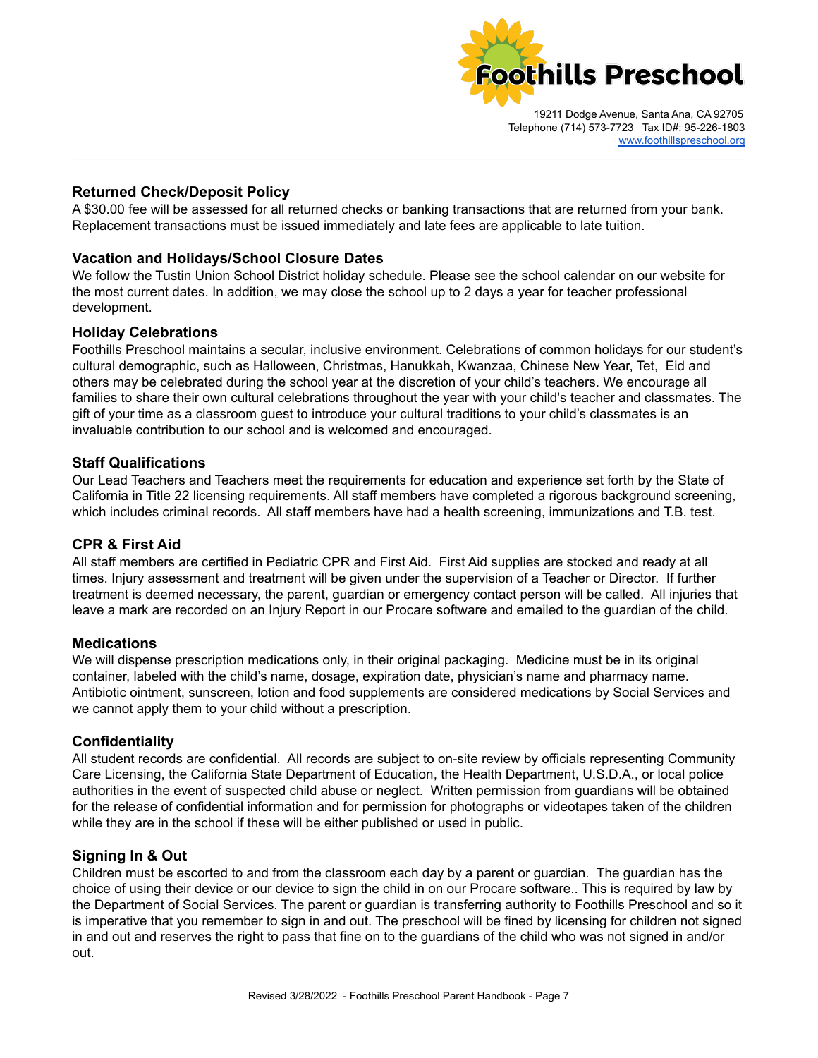## Returned Check/Deposit Policy

A $30.00 fee will be assessed for all returned checks or banking transactions that are returned from your bank. Replacement transactions must be issued immediately and late fees are applicable to late tuition.

## Vacation and Holidays/School Closure Dates

We follow the Tustin Union School District holiday schedule. Please see the school calendar on our website for the most current dates. In addition, we may close the school up to 2 days a year for teacher professional development.

## Holiday Celebrations

Foothills Preschool maintains a secular, inclusive environment. Celebrations of common holidays for our student's cultural demographic, such as Halloween, Christmas, Hanukkah, Kwanzaa, Chinese New Year, Tet, Eid and others may be celebrated during the school year at the discretion of your child's teachers. We encourage all families to share their own cultural celebrations throughout the year with your child's teacher and classmates. The gift of your time as a classroom guest to introduce your cultural traditions to your child's classmates is an invaluable contribution to our school and is welcomed and encouraged.

## Staff Qualifications

Our Lead Teachers and Teachers meet the requirements for education and experience set forth by the State of California in Title 22 licensing requirements. All staff members have completed a rigorous background screening, which includes criminal records. All staff members have had a health screening, immunizations and T.B. test.

## CPR & First Aid

All staff members are certified in Pediatric CPR and First Aid. First Aid supplies are stocked and ready at all times. Injury assessment and treatment will be given under the supervision of a Teacher or Director. If further treatment is deemed necessary, the parent, guardian or emergency contact person will be called. All injuries that leave a mark are recorded on an Injury Report in our Procare software and emailed to the guardian of the child.

## Medications

We will dispense prescription medications only, in their original packaging. Medicine must be in its original container, labeled with the child's name, dosage, expiration date, physician's name and pharmacy name. Antibiotic ointment, sunscreen, lotion and food supplements are considered medications by Social Services and we cannot apply them to your child without a prescription.

## Confidentiality

All student records are confidential. All records are subject to on-site review by officials representing Community Care Licensing, the California State Department of Education, the Health Department, U.S.D.A., or local police authorities in the event of suspected child abuse or neglect. Written permission from guardians will be obtained for the release of confidential information and for permission for photographs or videotapes taken of the children while they are in the school if these will be either published or used in public.

## Signing In & Out

Children must be escorted to and from the classroom each day by a parent or guardian. The guardian has the choice of using their device or our device to sign the child in on our Procare software.. This is required by law by the Department of Social Services. The parent or guardian is transferring authority to Foothills Preschool and so it is imperative that you remember to sign in and out. The preschool will be fined by licensing for children not signed in and out and reserves the right to pass that fine on to the guardians of the child who was not signed in and/or out.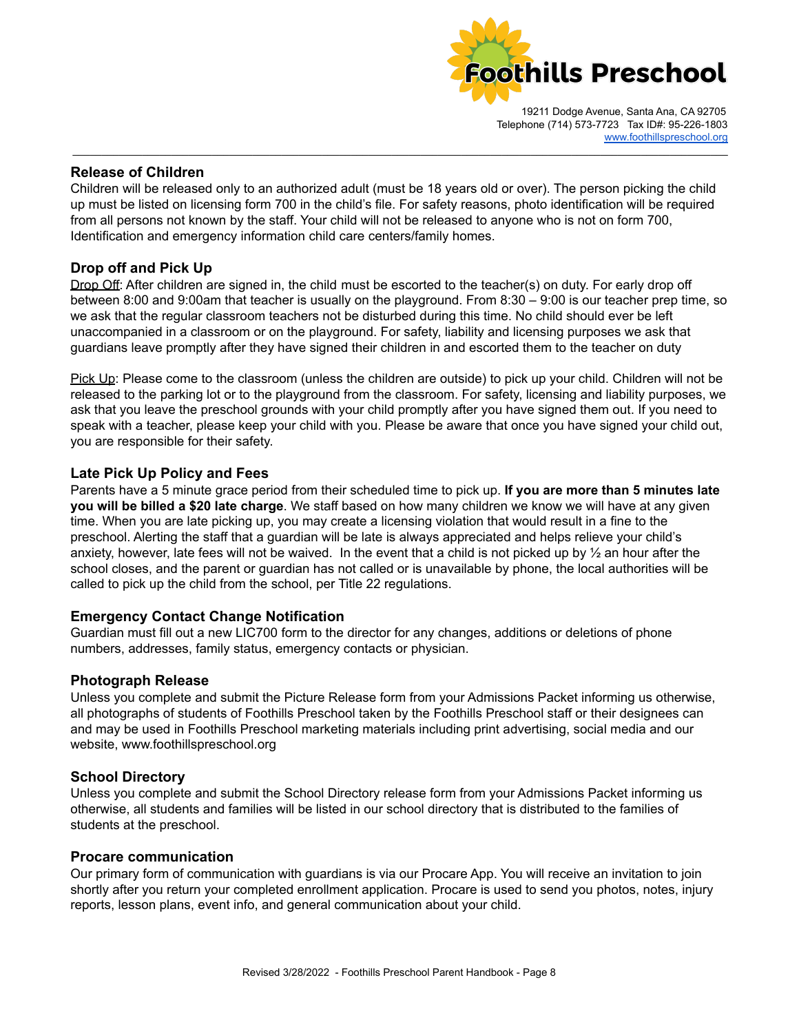## Release of Children

Children will be released only to an authorized adult (must be 18 years old or over). The person picking the child up must be listed on licensing form 700 in the child's file. For safety reasons, photo identification will be required from all persons not known by the staff. Your child will not be released to anyone who is not on form 700, Identification and emergency information child care centers/family homes.

## Drop off and Pick Up

Drop Off: After children are signed in, the child must be escorted to the teacher(s) on duty. For early drop off between 8:00 and 9:00am that teacher is usually on the playground. From 8:30 – 9:00 is our teacher prep time, so we ask that the regular classroom teachers not be disturbed during this time. No child should ever be left unaccompanied in a classroom or on the playground. For safety, liability and licensing purposes we ask that guardians leave promptly after they have signed their children in and escorted them to the teacher on duty

Pick Up: Please come to the classroom (unless the children are outside) to pick up your child. Children will not be released to the parking lot or to the playground from the classroom. For safety, licensing and liability purposes, we ask that you leave the preschool grounds with your child promptly after you have signed them out. If you need to speak with a teacher, please keep your child with you. Please be aware that once you have signed your child out, you are responsible for their safety.

## Late Pick Up Policy and Fees

Parents have a 5 minute grace period from their scheduled time to pick up. **If you are more than 5 minutes late you will be billed a $20 late charge**. We staff based on how many children we know we will have at any given time. When you are late picking up, you may create a licensing violation that would result in a fine to the preschool. Alerting the staff that a guardian will be late is always appreciated and helps relieve your child's anxiety, however, late fees will not be waived. In the event that a child is not picked up by ½ an hour after the school closes, and the parent or guardian has not called or is unavailable by phone, the local authorities will be called to pick up the child from the school, per Title 22 regulations.

## Emergency Contact Change Notification

Guardian must fill out a new LIC700 form to the director for any changes, additions or deletions of phone numbers, addresses, family status, emergency contacts or physician.

## Photograph Release

Unless you complete and submit the Picture Release form from your Admissions Packet informing us otherwise, all photographs of students of Foothills Preschool taken by the Foothills Preschool staff or their designees can and may be used in Foothills Preschool marketing materials including print advertising, social media and our website, www.foothillspreschool.org

## School Directory

Unless you complete and submit the School Directory release form from your Admissions Packet informing us otherwise, all students and families will be listed in our school directory that is distributed to the families of students at the preschool.

## Procare communication

Our primary form of communication with guardians is via our Procare App. You will receive an invitation to join shortly after you return your completed enrollment application. Procare is used to send you photos, notes, injury reports, lesson plans, event info, and general communication about your child.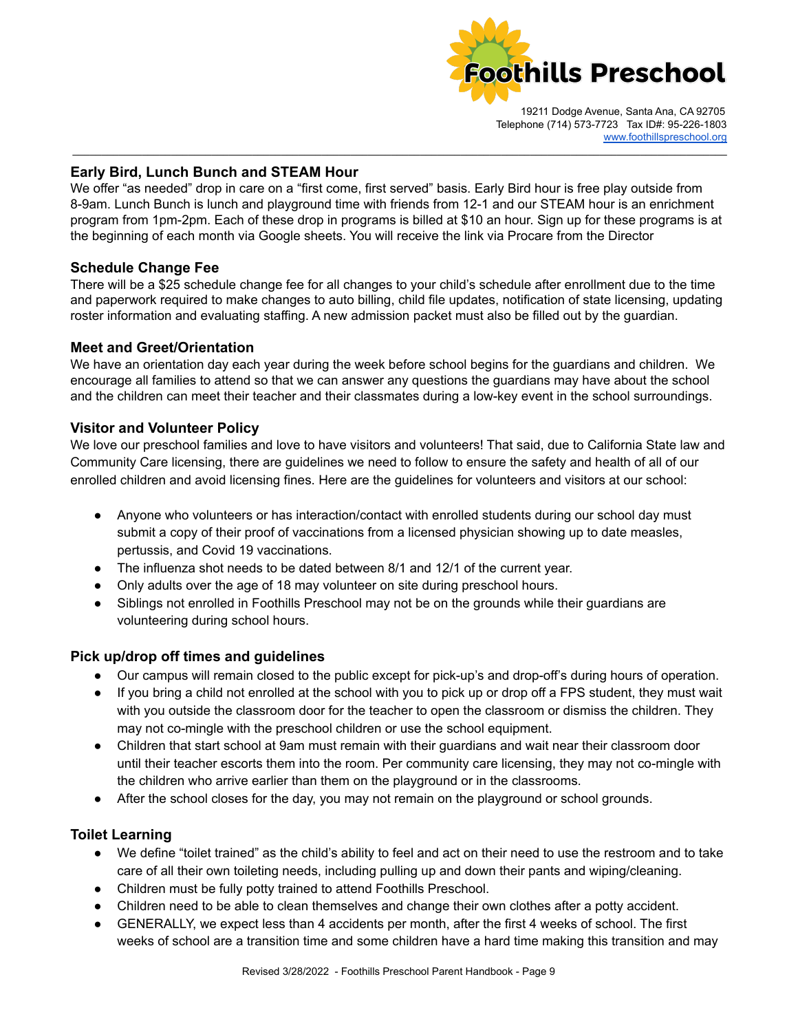### Early Bird, Lunch Bunch and STEAM Hour

We offer "as needed" drop in care on a "first come, first served" basis. Early Bird hour is free play outside from 8-9am. Lunch Bunch is lunch and playground time with friends from 12-1 and our STEAM hour is an enrichment program from 1pm-2pm. Each of these drop in programs is billed at $10 an hour. Sign up for these programs is at the beginning of each month via Google sheets. You will receive the link via Procare from the Director

### Schedule Change Fee

There will be a $25 schedule change fee for all changes to your child's schedule after enrollment due to the time and paperwork required to make changes to auto billing, child file updates, notification of state licensing, updating roster information and evaluating staffing. A new admission packet must also be filled out by the guardian.

### Meet and Greet/Orientation

We have an orientation day each year during the week before school begins for the guardians and children. We encourage all families to attend so that we can answer any questions the guardians may have about the school and the children can meet their teacher and their classmates during a low-key event in the school surroundings.

### Visitor and Volunteer Policy

We love our preschool families and love to have visitors and volunteers! That said, due to California State law and Community Care licensing, there are guidelines we need to follow to ensure the safety and health of all of our enrolled children and avoid licensing fines. Here are the guidelines for volunteers and visitors at our school:

- Anyone who volunteers or has interaction/contact with enrolled students during our school day must submit a copy of their proof of vaccinations from a licensed physician showing up to date measles, pertussis, and Covid 19 vaccinations.
- The influenza shot needs to be dated between 8/1 and 12/1 of the current year.
- Only adults over the age of 18 may volunteer on site during preschool hours.
- Siblings not enrolled in Foothills Preschool may not be on the grounds while their guardians are volunteering during school hours.

### Pick up/drop off times and guidelines

- Our campus will remain closed to the public except for pick-up's and drop-off's during hours of operation.
- If you bring a child not enrolled at the school with you to pick up or drop off a FPS student, they must wait with you outside the classroom door for the teacher to open the classroom or dismiss the children. They may not co-mingle with the preschool children or use the school equipment.
- Children that start school at 9am must remain with their guardians and wait near their classroom door until their teacher escorts them into the room. Per community care licensing, they may not co-mingle with the children who arrive earlier than them on the playground or in the classrooms.
- After the school closes for the day, you may not remain on the playground or school grounds.

### Toilet Learning

- We define "toilet trained" as the child's ability to feel and act on their need to use the restroom and to take care of all their own toileting needs, including pulling up and down their pants and wiping/cleaning.
- Children must be fully potty trained to attend Foothills Preschool.
- Children need to be able to clean themselves and change their own clothes after a potty accident.
- GENERALLY, we expect less than 4 accidents per month, after the first 4 weeks of school. The first weeks of school are a transition time and some children have a hard time making this transition and may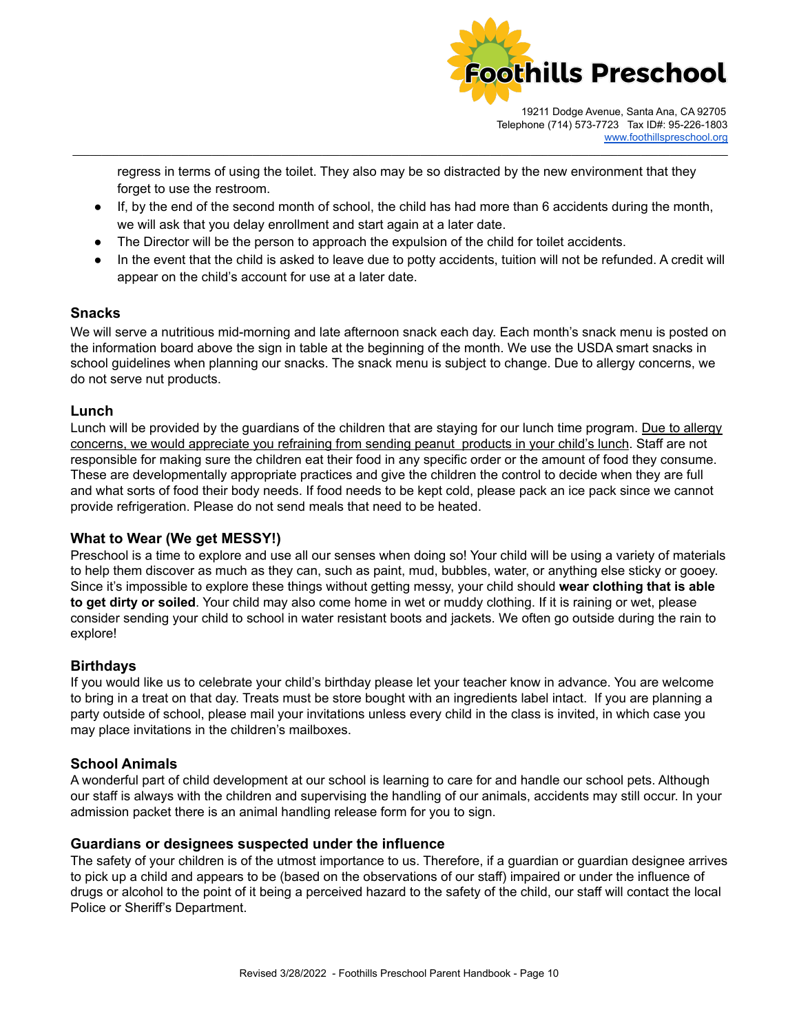regress in terms of using the toilet. They also may be so distracted by the new environment that they forget to use the restroom.

- If, by the end of the second month of school, the child has had more than 6 accidents during the month, we will ask that you delay enrollment and start again at a later date.
- The Director will be the person to approach the expulsion of the child for toilet accidents.
- In the event that the child is asked to leave due to potty accidents, tuition will not be refunded. A credit will appear on the child's account for use at a later date.

### Snacks

We will serve a nutritious mid-morning and late afternoon snack each day. Each month's snack menu is posted on the information board above the sign in table at the beginning of the month. We use the USDA smart snacks in school guidelines when planning our snacks. The snack menu is subject to change. Due to allergy concerns, we do not serve nut products.

### Lunch

Lunch will be provided by the guardians of the children that are staying for our lunch time program. Due to allergy concerns, we would appreciate you refraining from sending peanut products in your child's lunch. Staff are not responsible for making sure the children eat their food in any specific order or the amount of food they consume. These are developmentally appropriate practices and give the children the control to decide when they are full and what sorts of food their body needs. If food needs to be kept cold, please pack an ice pack since we cannot provide refrigeration. Please do not send meals that need to be heated.

### What to Wear (We get MESSY!)

Preschool is a time to explore and use all our senses when doing so! Your child will be using a variety of materials to help them discover as much as they can, such as paint, mud, bubbles, water, or anything else sticky or gooey. Since it's impossible to explore these things without getting messy, your child should **wear clothing that is able to get dirty or soiled**. Your child may also come home in wet or muddy clothing. If it is raining or wet, please consider sending your child to school in water resistant boots and jackets. We often go outside during the rain to explore!

### Birthdays

If you would like us to celebrate your child's birthday please let your teacher know in advance. You are welcome to bring in a treat on that day. Treats must be store bought with an ingredients label intact. If you are planning a party outside of school, please mail your invitations unless every child in the class is invited, in which case you may place invitations in the children's mailboxes.

### School Animals

A wonderful part of child development at our school is learning to care for and handle our school pets. Although our staff is always with the children and supervising the handling of our animals, accidents may still occur. In your admission packet there is an animal handling release form for you to sign.

### Guardians or designees suspected under the influence

The safety of your children is of the utmost importance to us. Therefore, if a guardian or guardian designee arrives to pick up a child and appears to be (based on the observations of our staff) impaired or under the influence of drugs or alcohol to the point of it being a perceived hazard to the safety of the child, our staff will contact the local Police or Sheriff's Department.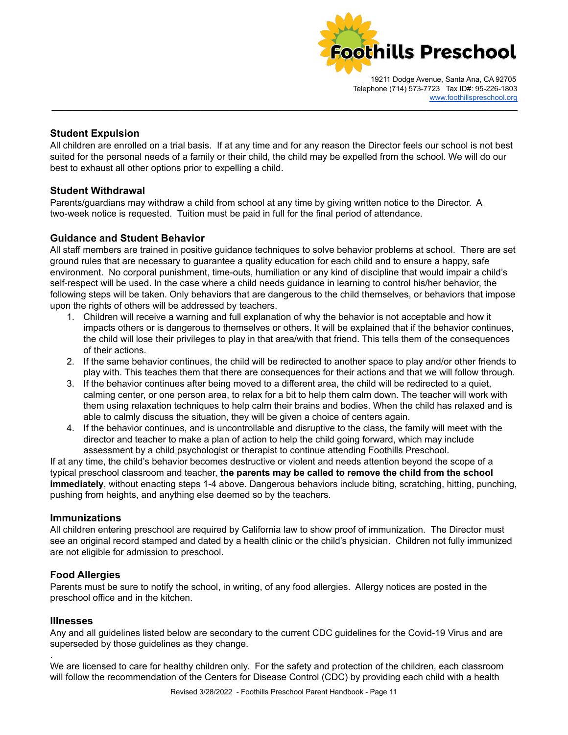### Student Expulsion

All children are enrolled on a trial basis. If at any time and for any reason the Director feels our school is not best suited for the personal needs of a family or their child, the child may be expelled from the school. We will do our best to exhaust all other options prior to expelling a child.

### Student Withdrawal

Parents/guardians may withdraw a child from school at any time by giving written notice to the Director. A two-week notice is requested. Tuition must be paid in full for the final period of attendance.

### Guidance and Student Behavior

All staff members are trained in positive guidance techniques to solve behavior problems at school. There are set ground rules that are necessary to guarantee a quality education for each child and to ensure a happy, safe environment. No corporal punishment, time-outs, humiliation or any kind of discipline that would impair a child's self-respect will be used. In the case where a child needs guidance in learning to control his/her behavior, the following steps will be taken. Only behaviors that are dangerous to the child themselves, or behaviors that impose upon the rights of others will be addressed by teachers.

1. Children will receive a warning and full explanation of why the behavior is not acceptable and how it impacts others or is dangerous to themselves or others. It will be explained that if the behavior continues, the child will lose their privileges to play in that area/with that friend. This tells them of the consequences of their actions.
2. If the same behavior continues, the child will be redirected to another space to play and/or other friends to play with. This teaches them that there are consequences for their actions and that we will follow through.
3. If the behavior continues after being moved to a different area, the child will be redirected to a quiet, calming center, or one person area, to relax for a bit to help them calm down. The teacher will work with them using relaxation techniques to help calm their brains and bodies. When the child has relaxed and is able to calmly discuss the situation, they will be given a choice of centers again.
4. If the behavior continues, and is uncontrollable and disruptive to the class, the family will meet with the director and teacher to make a plan of action to help the child going forward, which may include assessment by a child psychologist or therapist to continue attending Foothills Preschool.

If at any time, the child's behavior becomes destructive or violent and needs attention beyond the scope of a typical preschool classroom and teacher, **the parents may be called to remove the child from the school immediately**, without enacting steps 1-4 above. Dangerous behaviors include biting, scratching, hitting, punching, pushing from heights, and anything else deemed so by the teachers.

### Immunizations

All children entering preschool are required by California law to show proof of immunization. The Director must see an original record stamped and dated by a health clinic or the child's physician. Children not fully immunized are not eligible for admission to preschool.

### Food Allergies

Parents must be sure to notify the school, in writing, of any food allergies. Allergy notices are posted in the preschool office and in the kitchen.

### Illnesses

Any and all guidelines listed below are secondary to the current CDC guidelines for the Covid-19 Virus and are superseded by those guidelines as they change.

.

We are licensed to care for healthy children only. For the safety and protection of the children, each classroom will follow the recommendation of the Centers for Disease Control (CDC) by providing each child with a health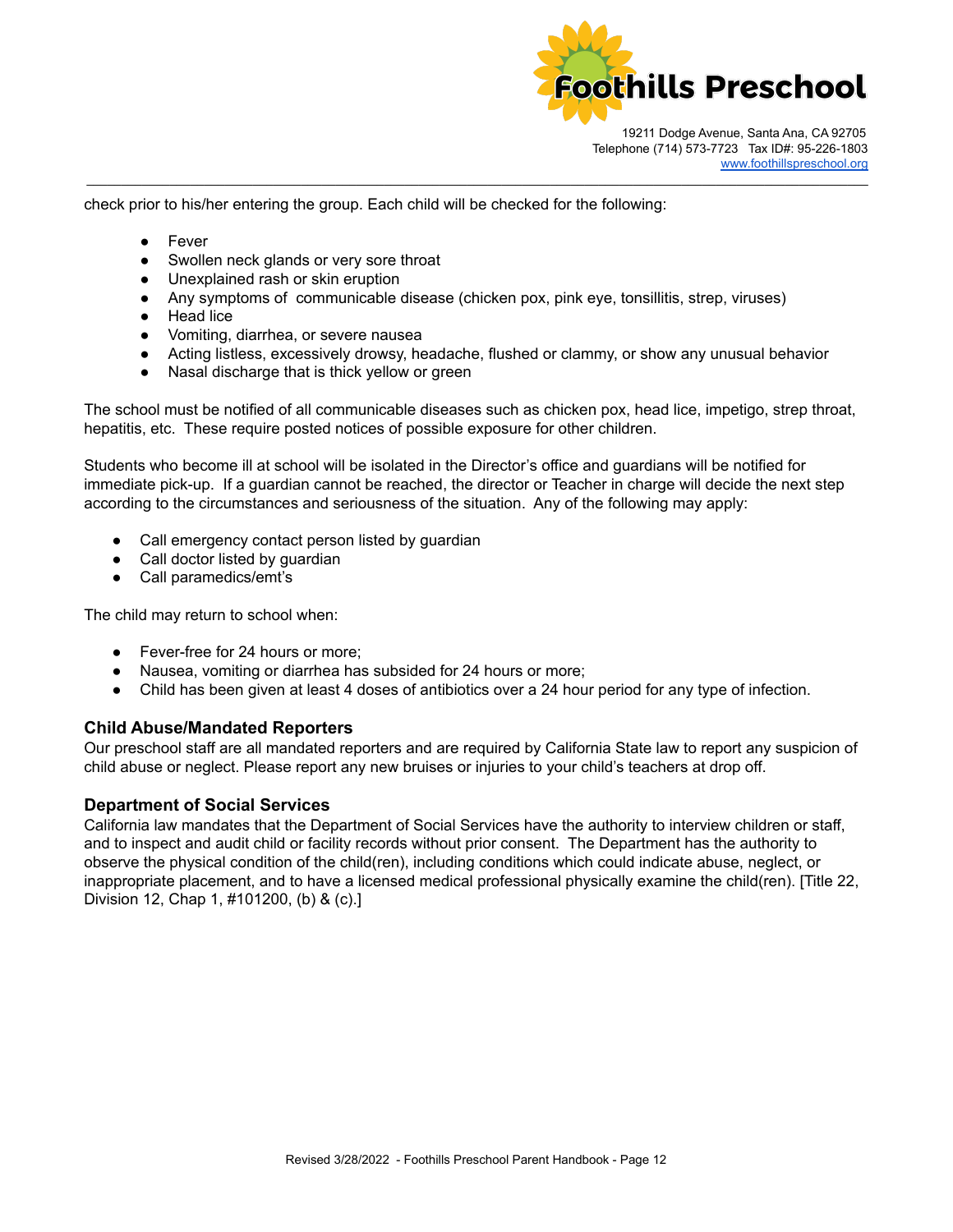check prior to his/her entering the group. Each child will be checked for the following:

- Fever
- Swollen neck glands or very sore throat
- Unexplained rash or skin eruption
- Any symptoms of communicable disease (chicken pox, pink eye, tonsillitis, strep, viruses)
- Head lice
- Vomiting, diarrhea, or severe nausea
- Acting listless, excessively drowsy, headache, flushed or clammy, or show any unusual behavior
- Nasal discharge that is thick yellow or green

The school must be notified of all communicable diseases such as chicken pox, head lice, impetigo, strep throat, hepatitis, etc. These require posted notices of possible exposure for other children.

Students who become ill at school will be isolated in the Director's office and guardians will be notified for immediate pick-up. If a guardian cannot be reached, the director or Teacher in charge will decide the next step according to the circumstances and seriousness of the situation. Any of the following may apply:

- Call emergency contact person listed by guardian
- Call doctor listed by guardian
- Call paramedics/emt's

The child may return to school when:

- Fever-free for 24 hours or more;
- Nausea, vomiting or diarrhea has subsided for 24 hours or more;
- Child has been given at least 4 doses of antibiotics over a 24 hour period for any type of infection.

### Child Abuse/Mandated Reporters

Our preschool staff are all mandated reporters and are required by California State law to report any suspicion of child abuse or neglect. Please report any new bruises or injuries to your child's teachers at drop off.

### Department of Social Services

California law mandates that the Department of Social Services have the authority to interview children or staff, and to inspect and audit child or facility records without prior consent. The Department has the authority to observe the physical condition of the child(ren), including conditions which could indicate abuse, neglect, or inappropriate placement, and to have a licensed medical professional physically examine the child(ren). [Title 22, Division 12, Chap 1, #101200, (b) & (c).]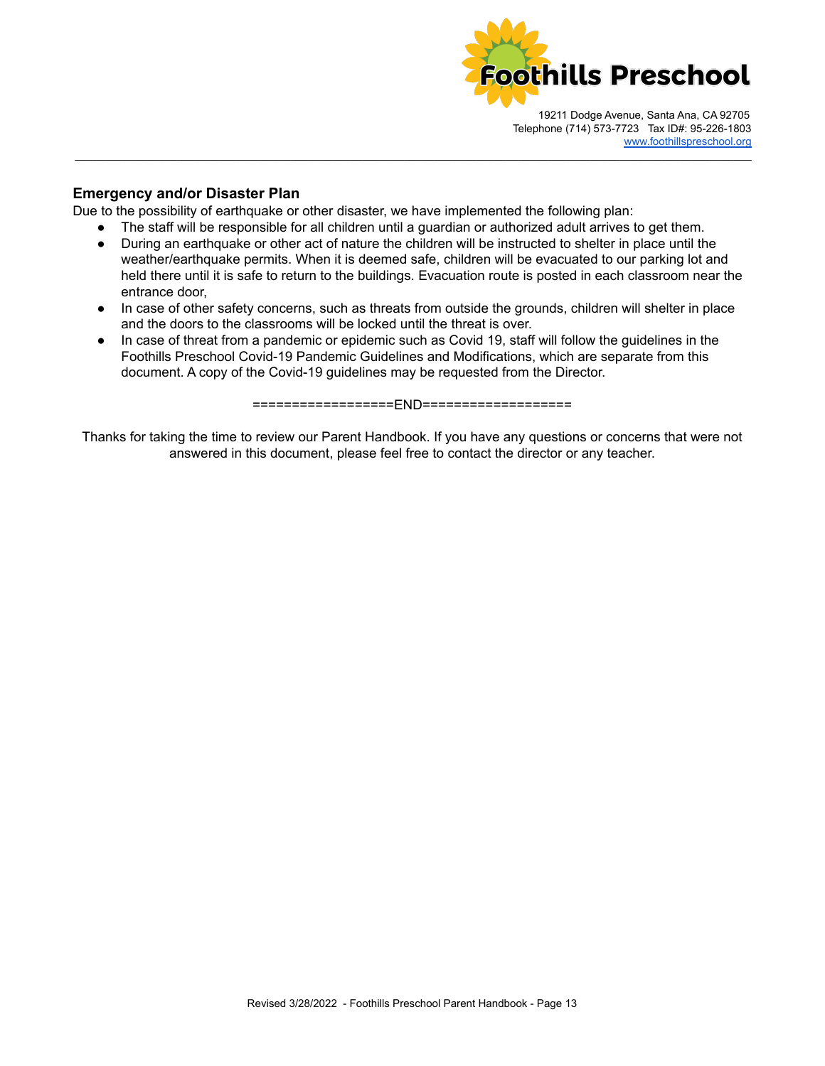## Emergency and/or Disaster Plan

Due to the possibility of earthquake or other disaster, we have implemented the following plan:

- The staff will be responsible for all children until a guardian or authorized adult arrives to get them.
- During an earthquake or other act of nature the children will be instructed to shelter in place until the weather/earthquake permits. When it is deemed safe, children will be evacuated to our parking lot and held there until it is safe to return to the buildings. Evacuation route is posted in each classroom near the entrance door,
- In case of other safety concerns, such as threats from outside the grounds, children will shelter in place and the doors to the classrooms will be locked until the threat is over.
- In case of threat from a pandemic or epidemic such as Covid 19, staff will follow the guidelines in the Foothills Preschool Covid-19 Pandemic Guidelines and Modifications, which are separate from this document. A copy of the Covid-19 guidelines may be requested from the Director.

==================END===================

Thanks for taking the time to review our Parent Handbook. If you have any questions or concerns that were not answered in this document, please feel free to contact the director or any teacher.